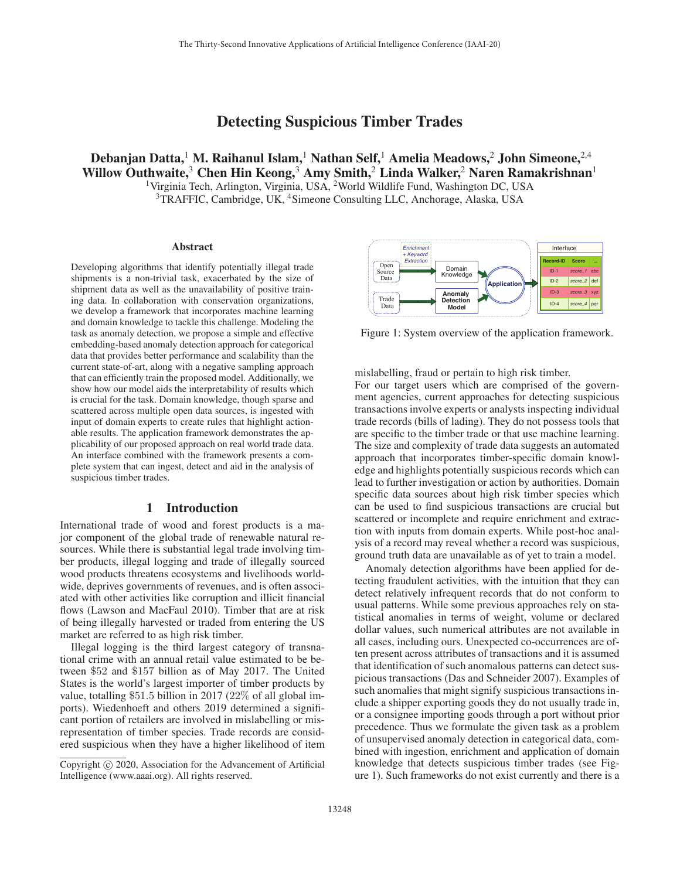# Detecting Suspicious Timber Trades

**Debanjan Datta,[1] M. Raihanul Islam,[1] Nathan Self,[1] Amelia Meadows,[2] John Simeone,[2,4] Willow Outhwaite,[3] Chen Hin Keong,[3] Amy Smith,[2] Linda Walker,[2] Naren Ramakrishnan[1]**

[1]Virginia Tech, Arlington, Virginia, USA, [2]World Wildlife Fund, Washington DC, USA
[3]TRAFFIC, Cambridge, UK, [4]Simeone Consulting LLC, Anchorage, Alaska, USA

### Abstract

Developing algorithms that identify potentially illegal trade shipments is a non-trivial task, exacerbated by the size of shipment data as well as the unavailability of positive training data. In collaboration with conservation organizations, we develop a framework that incorporates machine learning and domain knowledge to tackle this challenge. Modeling the task as anomaly detection, we propose a simple and effective embedding-based anomaly detection approach for categorical data that provides better performance and scalability than the current state-of-art, along with a negative sampling approach that can efficiently train the proposed model. Additionally, we show how our model aids the interpretability of results which is crucial for the task. Domain knowledge, though sparse and scattered across multiple open data sources, is ingested with input of domain experts to create rules that highlight actionable results. The application framework demonstrates the applicability of our proposed approach on real world trade data. An interface combined with the framework presents a complete system that can ingest, detect and aid in the analysis of suspicious timber trades.

## 1 Introduction

International trade of wood and forest products is a major component of the global trade of renewable natural resources. While there is substantial legal trade involving timber products, illegal logging and trade of illegally sourced wood products threatens ecosystems and livelihoods worldwide, deprives governments of revenues, and is often associated with other activities like corruption and illicit financial flows (Lawson and MacFaul 2010). Timber that are at risk of being illegally harvested or traded from entering the US market are referred to as high risk timber.

Illegal logging is the third largest category of transnational crime with an annual retail value estimated to be between \$52 and \$157 billion as of May 2017. The United States is the world's largest importer of timber products by value, totalling \$51.5 billion in 2017 (22% of all global imports). Wiedenhoeft and others 2019 determined a significant portion of retailers are involved in mislabelling or misrepresentation of timber species. Trade records are considered suspicious when they have a higher likelihood of item mislabelling, fraud or pertain to high risk timber.

| Interface | | |
|---|---|---|
| Record-ID | Score | ... |
| ID-1 | score_1 | abc |
| ID-2 | score_2 | def |
| ID-3 | score_3 | xyz |
| ID-4 | score_4 | pqr |

Figure 1: System overview of the application framework.

For our target users which are comprised of the government agencies, current approaches for detecting suspicious transactions involve experts or analysts inspecting individual trade records (bills of lading). They do not possess tools that are specific to the timber trade or that use machine learning. The size and complexity of trade data suggests an automated approach that incorporates timber-specific domain knowledge and highlights potentially suspicious records which can lead to further investigation or action by authorities. Domain specific data sources about high risk timber species which can be used to find suspicious transactions are crucial but scattered or incomplete and require enrichment and extraction with inputs from domain experts. While post-hoc analysis of a record may reveal whether a record was suspicious, ground truth data are unavailable as of yet to train a model.

Anomaly detection algorithms have been applied for detecting fraudulent activities, with the intuition that they can detect relatively infrequent records that do not conform to usual patterns. While some previous approaches rely on statistical anomalies in terms of weight, volume or declared dollar values, such numerical attributes are not available in all cases, including ours. Unexpected co-occurrences are often present across attributes of transactions and it is assumed that identification of such anomalous patterns can detect suspicious transactions (Das and Schneider 2007). Examples of such anomalies that might signify suspicious transactions include a shipper exporting goods they do not usually trade in, or a consignee importing goods through a port without prior precedence. Thus we formulate the given task as a problem of unsupervised anomaly detection in categorical data, combined with ingestion, enrichment and application of domain knowledge that detects suspicious timber trades (see Figure 1). Such frameworks do not exist currently and there is a

Copyright © 2020, Association for the Advancement of Artificial Intelligence (www.aaai.org). All rights reserved.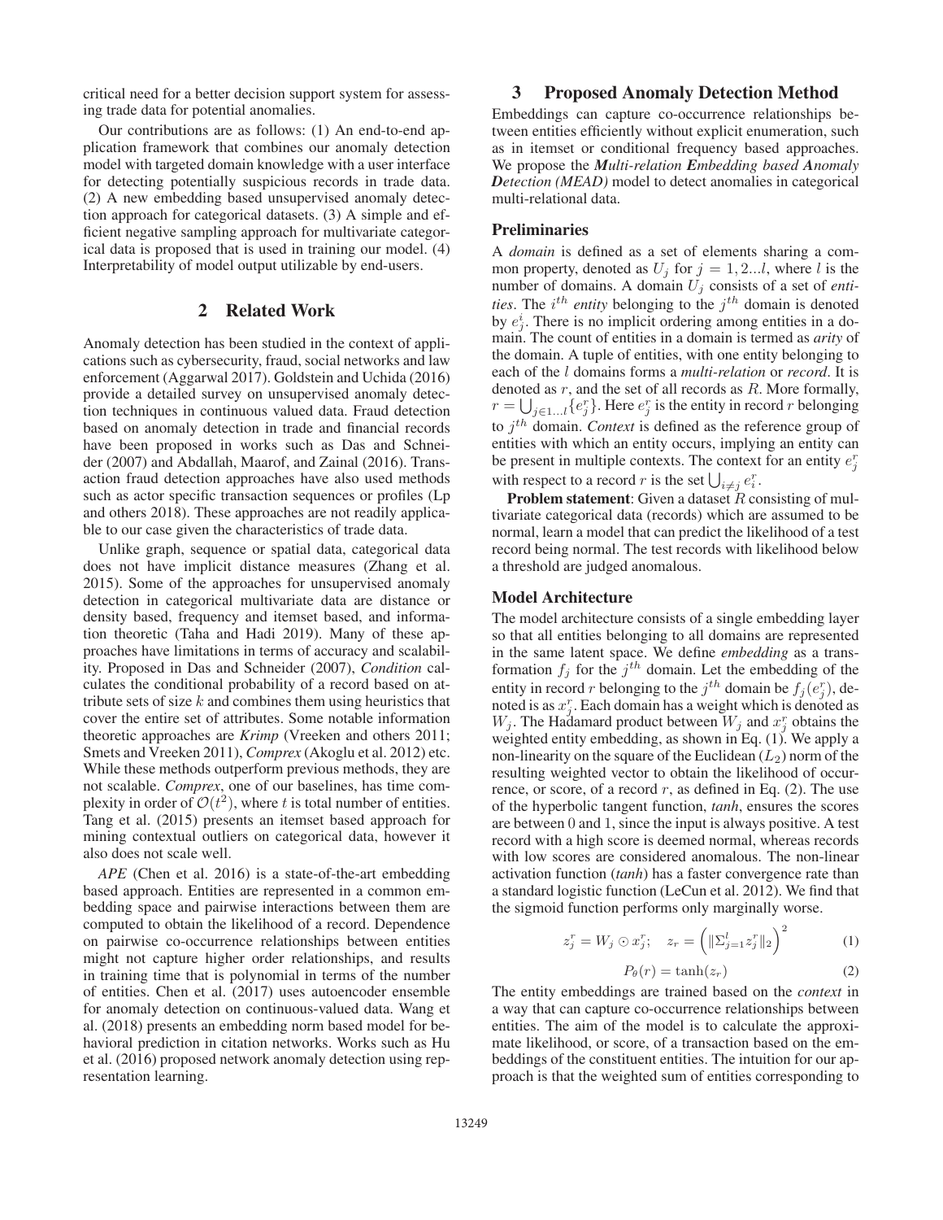critical need for a better decision support system for assessing trade data for potential anomalies.

Our contributions are as follows: (1) An end-to-end application framework that combines our anomaly detection model with targeted domain knowledge with a user interface for detecting potentially suspicious records in trade data. (2) A new embedding based unsupervised anomaly detection approach for categorical datasets. (3) A simple and efficient negative sampling approach for multivariate categorical data is proposed that is used in training our model. (4) Interpretability of model output utilizable by end-users.

## 2 Related Work

Anomaly detection has been studied in the context of applications such as cybersecurity, fraud, social networks and law enforcement (Aggarwal 2017). Goldstein and Uchida (2016) provide a detailed survey on unsupervised anomaly detection techniques in continuous valued data. Fraud detection based on anomaly detection in trade and financial records have been proposed in works such as Das and Schneider (2007) and Abdallah, Maarof, and Zainal (2016). Transaction fraud detection approaches have also used methods such as actor specific transaction sequences or profiles (Lp and others 2018). These approaches are not readily applicable to our case given the characteristics of trade data.

Unlike graph, sequence or spatial data, categorical data does not have implicit distance measures (Zhang et al. 2015). Some of the approaches for unsupervised anomaly detection in categorical multivariate data are distance or density based, frequency and itemset based, and information theoretic (Taha and Hadi 2019). Many of these approaches have limitations in terms of accuracy and scalability. Proposed in Das and Schneider (2007), *Condition* calculates the conditional probability of a record based on attribute sets of size $k$ and combines them using heuristics that cover the entire set of attributes. Some notable information theoretic approaches are *Krimp* (Vreeken and others 2011; Smets and Vreeken 2011), *Comprex* (Akoglu et al. 2012) etc. While these methods outperform previous methods, they are not scalable. *Comprex*, one of our baselines, has time complexity in order of $\mathcal{O}(t^2)$, where $t$ is total number of entities. Tang et al. (2015) presents an itemset based approach for mining contextual outliers on categorical data, however it also does not scale well.

*APE* (Chen et al. 2016) is a state-of-the-art embedding based approach. Entities are represented in a common embedding space and pairwise interactions between them are computed to obtain the likelihood of a record. Dependence on pairwise co-occurrence relationships between entities might not capture higher order relationships, and results in training time that is polynomial in terms of the number of entities. Chen et al. (2017) uses autoencoder ensemble for anomaly detection on continuous-valued data. Wang et al. (2018) presents an embedding norm based model for behavioral prediction in citation networks. Works such as Hu et al. (2016) proposed network anomaly detection using representation learning.

## 3 Proposed Anomaly Detection Method

Embeddings can capture co-occurrence relationships between entities efficiently without explicit enumeration, such as in itemset or conditional frequency based approaches. We propose the ***M**ulti-relation **E**mbedding based **A**nomaly **D**etection (MEAD)* model to detect anomalies in categorical multi-relational data.

### Preliminaries

A *domain* is defined as a set of elements sharing a common property, denoted as $U_j$ for $j = 1, 2...l$, where $l$ is the number of domains. A domain $U_j$ consists of a set of *entities*. The $i^{th}$ *entity* belonging to the $j^{th}$ domain is denoted by $e_j^i$. There is no implicit ordering among entities in a domain. The count of entities in a domain is termed as *arity* of the domain. A tuple of entities, with one entity belonging to each of the $l$ domains forms a *multi-relation* or *record*. It is denoted as $r$, and the set of all records as $R$. More formally, $r = \bigcup_{j \in 1...l} \{e_j^r\}$. Here $e_j^r$ is the entity in record $r$ belonging to $j^{th}$ domain. *Context* is defined as the reference group of entities with which an entity occurs, implying an entity can be present in multiple contexts. The context for an entity $e_j^r$ with respect to a record $r$ is the set $\bigcup_{i \neq j} e_i^r$.

**Problem statement**: Given a dataset $R$ consisting of multivariate categorical data (records) which are assumed to be normal, learn a model that can predict the likelihood of a test record being normal. The test records with likelihood below a threshold are judged anomalous.

### Model Architecture

The model architecture consists of a single embedding layer so that all entities belonging to all domains are represented in the same latent space. We define *embedding* as a transformation $f_j$ for the $j^{th}$ domain. Let the embedding of the entity in record $r$ belonging to the $j^{th}$ domain be $f_j(e_j^r)$, denoted is as $x_j^r$. Each domain has a weight which is denoted as $W_j$. The Hadamard product between $W_j$ and $x_j^r$ obtains the weighted entity embedding, as shown in Eq. (1). We apply a non-linearity on the square of the Euclidean ($L_2$) norm of the resulting weighted vector to obtain the likelihood of occurrence, or score, of a record $r$, as defined in Eq. (2). The use of the hyperbolic tangent function, *tanh*, ensures the scores are between 0 and 1, since the input is always positive. A test record with a high score is deemed normal, whereas records with low scores are considered anomalous. The non-linear activation function (*tanh*) has a faster convergence rate than a standard logistic function (LeCun et al. 2012). We find that the sigmoid function performs only marginally worse.

$$z_j^r = W_j \odot x_j^r; \quad z_r = \left( \|\Sigma_{j=1}^{l} z_j^r\|_2 \right)^2 \tag{1}$$

$$P_\theta(r) = \tanh(z_r) \tag{2}$$

The entity embeddings are trained based on the *context* in a way that can capture co-occurrence relationships between entities. The aim of the model is to calculate the approximate likelihood, or score, of a transaction based on the embeddings of the constituent entities. The intuition for our approach is that the weighted sum of entities corresponding to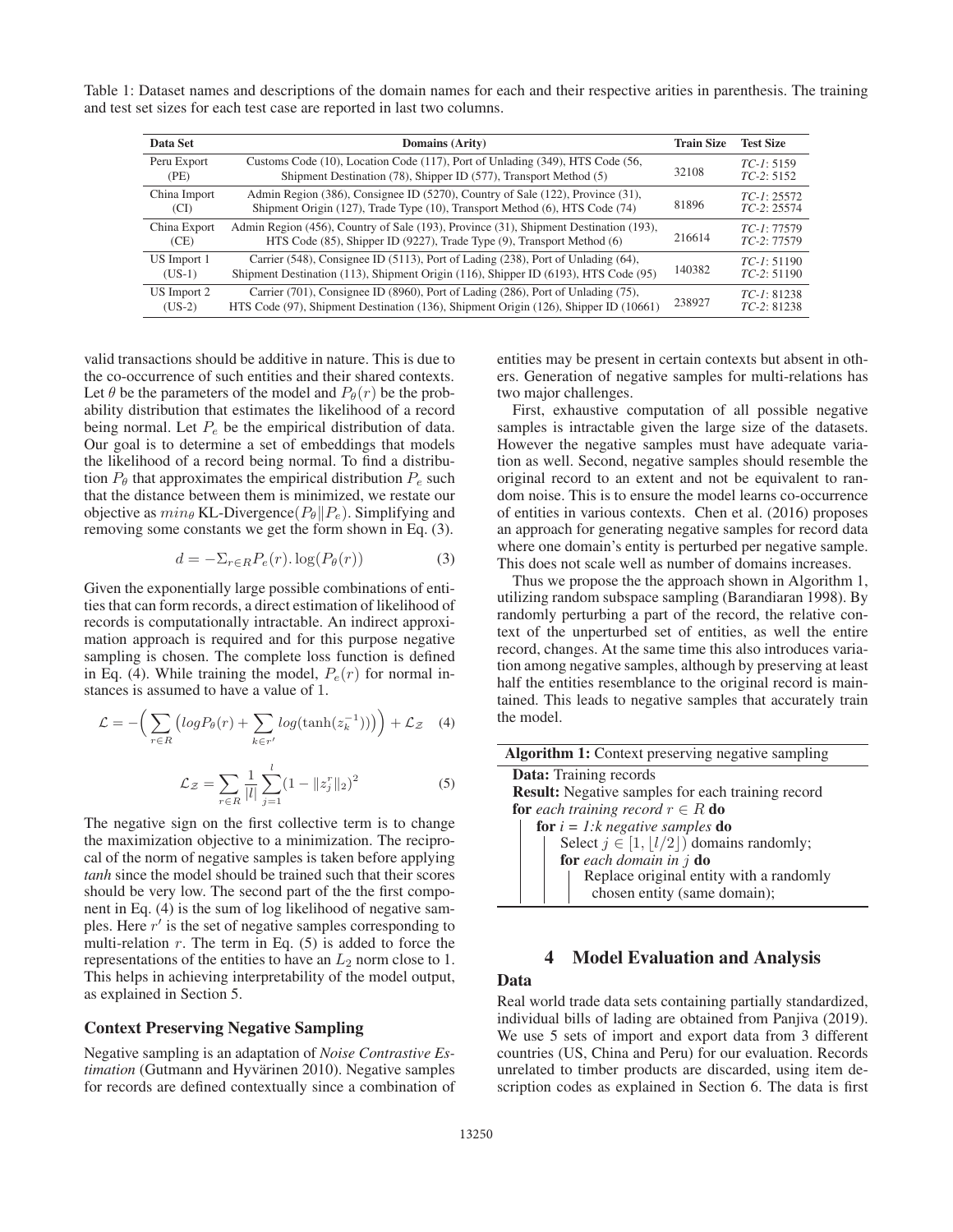Table 1: Dataset names and descriptions of the domain names for each and their respective arities in parenthesis. The training and test set sizes for each test case are reported in last two columns.

| Data Set | Domains (Arity) | Train Size | Test Size |
|---|---|---|---|
| Peru Export (PE) | Customs Code (10), Location Code (117), Port of Unlading (349), HTS Code (56, Shipment Destination (78), Shipper ID (577), Transport Method (5) | 32108 | *TC-1*: 5159 *TC-2*: 5152 |
| China Import (CI) | Admin Region (386), Consignee ID (5270), Country of Sale (122), Province (31), Shipment Origin (127), Trade Type (10), Transport Method (6), HTS Code (74) | 81896 | *TC-1*: 25572 *TC-2*: 25574 |
| China Export (CE) | Admin Region (456), Country of Sale (193), Province (31), Shipment Destination (193), HTS Code (85), Shipper ID (9227), Trade Type (9), Transport Method (6) | 216614 | *TC-1*: 77579 *TC-2*: 77579 |
| US Import 1 (US-1) | Carrier (548), Consignee ID (5113), Port of Lading (238), Port of Unlading (64), Shipment Destination (113), Shipment Origin (116), Shipper ID (6193), HTS Code (95) | 140382 | *TC-1*: 51190 *TC-2*: 51190 |
| US Import 2 (US-2) | Carrier (701), Consignee ID (8960), Port of Lading (286), Port of Unlading (75), HTS Code (97), Shipment Destination (136), Shipment Origin (126), Shipper ID (10661) | 238927 | *TC-1*: 81238 *TC-2*: 81238 |

valid transactions should be additive in nature. This is due to the co-occurrence of such entities and their shared contexts. Let $\theta$ be the parameters of the model and $P_\theta(r)$ be the probability distribution that estimates the likelihood of a record being normal. Let $P_e$ be the empirical distribution of data. Our goal is to determine a set of embeddings that models the likelihood of a record being normal. To find a distribution $P_\theta$ that approximates the empirical distribution $P_e$ such that the distance between them is minimized, we restate our objective as $min_\theta$ KL-Divergence$(P_\theta \| P_e)$. Simplifying and removing some constants we get the form shown in Eq. (3).

$$d = -\Sigma_{r \in R} P_e(r). \log(P_\theta(r)) \tag{3}$$

Given the exponentially large possible combinations of entities that can form records, a direct estimation of likelihood of records is computationally intractable. An indirect approximation approach is required and for this purpose negative sampling is chosen. The complete loss function is defined in Eq. (4). While training the model, $P_e(r)$ for normal instances is assumed to have a value of 1.

$$\mathcal{L} = -\Big( \sum_{r \in R} \big( log P_\theta(r) + \sum_{k \in r'} log(\tanh(z_k^{-1})) \big) \Big) + \mathcal{L}_\mathcal{Z} \tag{4}$$

$$\mathcal{L}_\mathcal{Z} = \sum_{r \in R} \frac{1}{|l|} \sum_{j=1}^{l} (1 - \|z_j^r\|_2)^2 \tag{5}$$

The negative sign on the first collective term is to change the maximization objective to a minimization. The reciprocal of the norm of negative samples is taken before applying *tanh* since the model should be trained such that their scores should be very low. The second part of the the first component in Eq. (4) is the sum of log likelihood of negative samples. Here $r'$ is the set of negative samples corresponding to multi-relation $r$. The term in Eq. (5) is added to force the representations of the entities to have an $L_2$ norm close to 1. This helps in achieving interpretability of the model output, as explained in Section 5.

### Context Preserving Negative Sampling

Negative sampling is an adaptation of *Noise Contrastive Estimation* (Gutmann and Hyvärinen 2010). Negative samples for records are defined contextually since a combination of entities may be present in certain contexts but absent in others. Generation of negative samples for multi-relations has two major challenges.

First, exhaustive computation of all possible negative samples is intractable given the large size of the datasets. However the negative samples must have adequate variation as well. Second, negative samples should resemble the original record to an extent and not be equivalent to random noise. This is to ensure the model learns co-occurrence of entities in various contexts. Chen et al. (2016) proposes an approach for generating negative samples for record data where one domain's entity is perturbed per negative sample. This does not scale well as number of domains increases.

Thus we propose the the approach shown in Algorithm 1, utilizing random subspace sampling (Barandiaran 1998). By randomly perturbing a part of the record, the relative context of the unperturbed set of entities, as well the entire record, changes. At the same time this also introduces variation among negative samples, although by preserving at least half the entities resemblance to the original record is maintained. This leads to negative samples that accurately train the model.

**Algorithm 1:** Context preserving negative sampling

```
Data: Training records
Result: Negative samples for each training record
for each training record r ∈ R do
    for i = 1:k negative samples do
        Select j ∈ [1, ⌊l/2⌋) domains randomly;
        for each domain in j do
            Replace original entity with a randomly
            chosen entity (same domain);
```

## 4 Model Evaluation and Analysis

### Data

Real world trade data sets containing partially standardized, individual bills of lading are obtained from Panjiva (2019). We use 5 sets of import and export data from 3 different countries (US, China and Peru) for our evaluation. Records unrelated to timber products are discarded, using item description codes as explained in Section 6. The data is first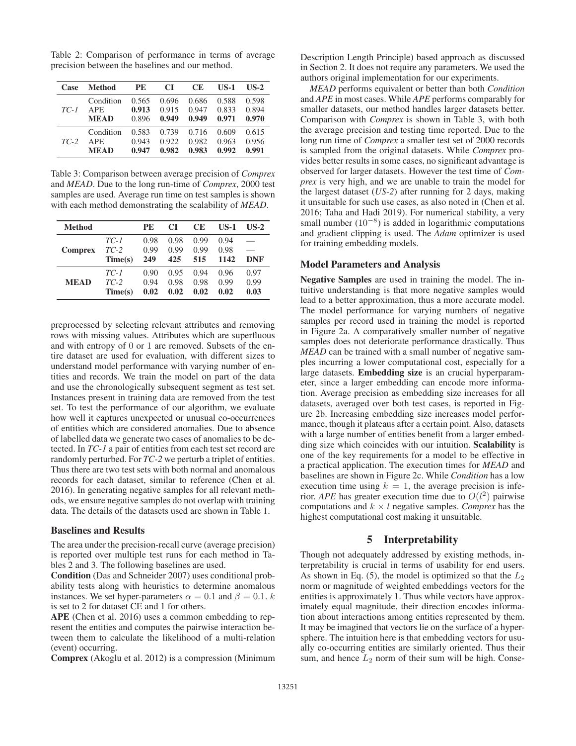Table 2: Comparison of performance in terms of average precision between the baselines and our method.

| Case | Method | PE | CI | CE | US-1 | US-2 |
|---|---|---|---|---|---|---|
| *TC-1* | Condition | 0.565 | 0.696 | 0.686 | 0.588 | 0.598 |
| | APE | **0.913** | 0.915 | 0.947 | 0.833 | 0.894 |
| | **MEAD** | 0.896 | **0.949** | **0.949** | **0.971** | **0.970** |
| *TC-2* | Condition | 0.583 | 0.739 | 0.716 | 0.609 | 0.615 |
| | APE | 0.943 | 0.922 | 0.982 | 0.963 | 0.956 |
| | **MEAD** | **0.947** | **0.982** | **0.983** | **0.992** | **0.991** |

Table 3: Comparison between average precision of *Comprex* and *MEAD*. Due to the long run-time of *Comprex*, 2000 test samples are used. Average run time on test samples is shown with each method demonstrating the scalability of *MEAD*.

| Method | | PE | CI | CE | US-1 | US-2 |
|---|---|---|---|---|---|---|
| **Comprex** | *TC-1* | 0.98 | 0.98 | 0.99 | 0.94 | — |
| | *TC-2* | 0.99 | 0.99 | 0.99 | 0.98 | — |
| | **Time(s)** | **249** | **425** | **515** | **1142** | **DNF** |
| **MEAD** | *TC-1* | 0.90 | 0.95 | 0.94 | 0.96 | 0.97 |
| | *TC-2* | 0.94 | 0.98 | 0.98 | 0.99 | 0.99 |
| | **Time(s)** | **0.02** | **0.02** | **0.02** | **0.02** | **0.03** |

preprocessed by selecting relevant attributes and removing rows with missing values. Attributes which are superfluous and with entropy of 0 or 1 are removed. Subsets of the entire dataset are used for evaluation, with different sizes to understand model performance with varying number of entities and records. We train the model on part of the data and use the chronologically subsequent segment as test set. Instances present in training data are removed from the test set. To test the performance of our algorithm, we evaluate how well it captures unexpected or unusual co-occurrences of entities which are considered anomalies. Due to absence of labelled data we generate two cases of anomalies to be detected. In *TC-1* a pair of entities from each test set record are randomly perturbed. For *TC-2* we perturb a triplet of entities. Thus there are two test sets with both normal and anomalous records for each dataset, similar to reference (Chen et al. 2016). In generating negative samples for all relevant methods, we ensure negative samples do not overlap with training data. The details of the datasets used are shown in Table 1.

### Baselines and Results

The area under the precision-recall curve (average precision) is reported over multiple test runs for each method in Tables 2 and 3. The following baselines are used.

**Condition** (Das and Schneider 2007) uses conditional probability tests along with heuristics to determine anomalous instances. We set hyper-parameters $\alpha = 0.1$ and $\beta = 0.1$. $k$ is set to 2 for dataset CE and 1 for others.

**APE** (Chen et al. 2016) uses a common embedding to represent the entities and computes the pairwise interaction between them to calculate the likelihood of a multi-relation (event) occurring.

**Comprex** (Akoglu et al. 2012) is a compression (Minimum Description Length Principle) based approach as discussed in Section 2. It does not require any parameters. We used the authors original implementation for our experiments.

*MEAD* performs equivalent or better than both *Condition* and *APE* in most cases. While *APE* performs comparably for smaller datasets, our method handles larger datasets better. Comparison with *Comprex* is shown in Table 3, with both the average precision and testing time reported. Due to the long run time of *Comprex* a smaller test set of 2000 records is sampled from the original datasets. While *Comprex* provides better results in some cases, no significant advantage is observed for larger datasets. However the test time of *Comprex* is very high, and we are unable to train the model for the largest dataset (*US-2*) after running for 2 days, making it unsuitable for such use cases, as also noted in (Chen et al. 2016; Taha and Hadi 2019). For numerical stability, a very small number ($10^{-8}$) is added in logarithmic computations and gradient clipping is used. The *Adam* optimizer is used for training embedding models.

### Model Parameters and Analysis

**Negative Samples** are used in training the model. The intuitive understanding is that more negative samples would lead to a better approximation, thus a more accurate model. The model performance for varying numbers of negative samples per record used in training the model is reported in Figure 2a. A comparatively smaller number of negative samples does not deteriorate performance drastically. Thus *MEAD* can be trained with a small number of negative samples incurring a lower computational cost, especially for a large datasets. **Embedding size** is an crucial hyperparameter, since a larger embedding can encode more information. Average precision as embedding size increases for all datasets, averaged over both test cases, is reported in Figure 2b. Increasing embedding size increases model performance, though it plateaus after a certain point. Also, datasets with a large number of entities benefit from a larger embedding size which coincides with our intuition. **Scalability** is one of the key requirements for a model to be effective in a practical application. The execution times for *MEAD* and baselines are shown in Figure 2c. While *Condition* has a low execution time using $k = 1$, the average precision is inferior. *APE* has greater execution time due to $O(l^2)$ pairwise computations and $k \times l$ negative samples. *Comprex* has the highest computational cost making it unsuitable.

## 5 Interpretability

Though not adequately addressed by existing methods, interpretability is crucial in terms of usability for end users. As shown in Eq. (5), the model is optimized so that the $L_2$ norm or magnitude of weighted embeddings vectors for the entities is approximately 1. Thus while vectors have approximately equal magnitude, their direction encodes information about interactions among entities represented by them. It may be imagined that vectors lie on the surface of a hypersphere. The intuition here is that embedding vectors for usually co-occurring entities are similarly oriented. Thus their sum, and hence $L_2$ norm of their sum will be high. Conse-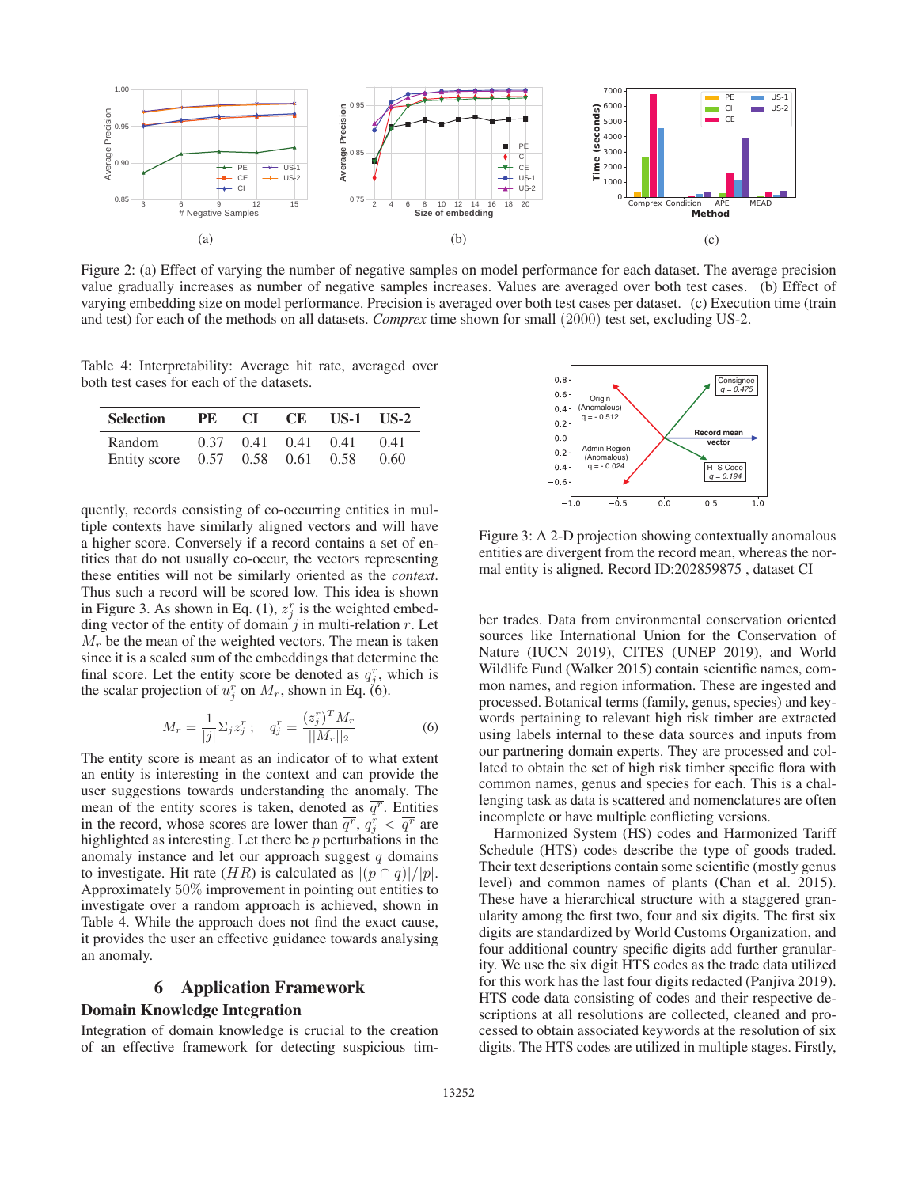Figure 2: (a) Effect of varying the number of negative samples on model performance for each dataset. The average precision value gradually increases as number of negative samples increases. Values are averaged over both test cases. (b) Effect of varying embedding size on model performance. Precision is averaged over both test cases per dataset. (c) Execution time (train and test) for each of the methods on all datasets. *Comprex* time shown for small (2000) test set, excluding US-2.

Table 4: Interpretability: Average hit rate, averaged over both test cases for each of the datasets.

| Selection | PE | CI | CE | US-1 | US-2 |
|---|---|---|---|---|---|
| Random | 0.37 | 0.41 | 0.41 | 0.41 | 0.41 |
| Entity score | 0.57 | 0.58 | 0.61 | 0.58 | 0.60 |

quently, records consisting of co-occurring entities in multiple contexts have similarly aligned vectors and will have a higher score. Conversely if a record contains a set of entities that do not usually co-occur, the vectors representing these entities will not be similarly oriented as the *context*. Thus such a record will be scored low. This idea is shown in Figure 3. As shown in Eq. (1), $z_j^r$ is the weighted embedding vector of the entity of domain $j$ in multi-relation $r$. Let $M_r$ be the mean of the weighted vectors. The mean is taken since it is a scaled sum of the embeddings that determine the final score. Let the entity score be denoted as $q_j^r$, which is the scalar projection of $u_j^r$ on $M_r$, shown in Eq. (6).

$$M_r = \frac{1}{|j|}\Sigma_j z_j^r \,; \quad q_j^r = \frac{(z_j^r)^T M_r}{||M_r||_2} \tag{6}$$

The entity score is meant as an indicator of to what extent an entity is interesting in the context and can provide the user suggestions towards understanding the anomaly. The mean of the entity scores is taken, denoted as $\overline{q^r}$. Entities in the record, whose scores are lower than $\overline{q^r}$, $q_j^r < \overline{q^r}$ are highlighted as interesting. Let there be $p$ perturbations in the anomaly instance and let our approach suggest $q$ domains to investigate. Hit rate ($HR$) is calculated as $|(p \cap q)|/|p|$. Approximately 50% improvement in pointing out entities to investigate over a random approach is achieved, shown in Table 4. While the approach does not find the exact cause, it provides the user an effective guidance towards analysing an anomaly.

Figure 3: A 2-D projection showing contextually anomalous entities are divergent from the record mean, whereas the normal entity is aligned. Record ID:202859875 , dataset CI

## 6 Application Framework

### Domain Knowledge Integration

Integration of domain knowledge is crucial to the creation of an effective framework for detecting suspicious timber trades. Data from environmental conservation oriented sources like International Union for the Conservation of Nature (IUCN 2019), CITES (UNEP 2019), and World Wildlife Fund (Walker 2015) contain scientific names, common names, and region information. These are ingested and processed. Botanical terms (family, genus, species) and keywords pertaining to relevant high risk timber are extracted using labels internal to these data sources and inputs from our partnering domain experts. They are processed and collated to obtain the set of high risk timber specific flora with common names, genus and species for each. This is a challenging task as data is scattered and nomenclatures are often incomplete or have multiple conflicting versions.

Harmonized System (HS) codes and Harmonized Tariff Schedule (HTS) codes describe the type of goods traded. Their text descriptions contain some scientific (mostly genus level) and common names of plants (Chan et al. 2015). These have a hierarchical structure with a staggered granularity among the first two, four and six digits. The first six digits are standardized by World Customs Organization, and four additional country specific digits add further granularity. We use the six digit HTS codes as the trade data utilized for this work has the last four digits redacted (Panjiva 2019). HTS code data consisting of codes and their respective descriptions at all resolutions are collected, cleaned and processed to obtain associated keywords at the resolution of six digits. The HTS codes are utilized in multiple stages. Firstly,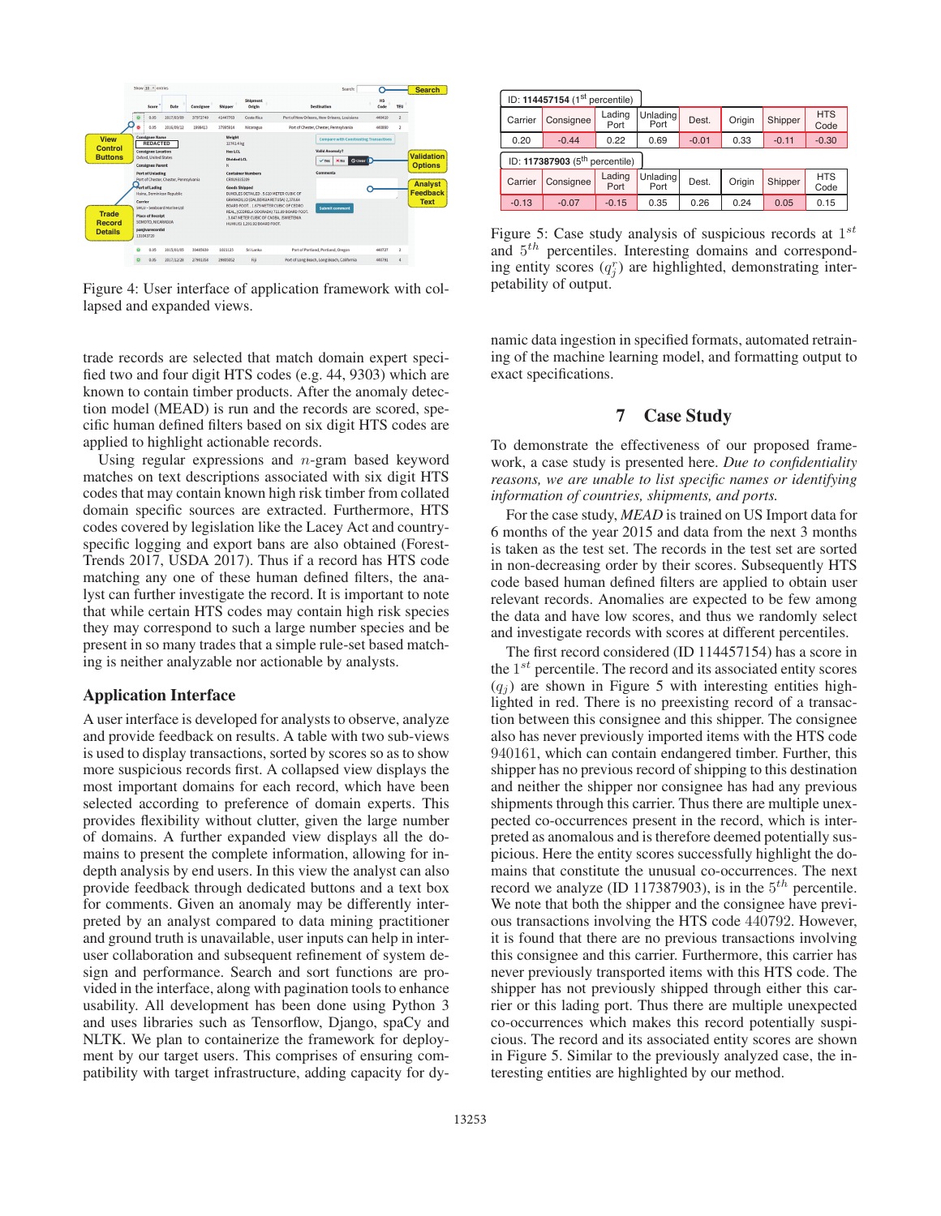Figure 4: User interface of application framework with collapsed and expanded views.

trade records are selected that match domain expert specified two and four digit HTS codes (e.g. 44, 9303) which are known to contain timber products. After the anomaly detection model (MEAD) is run and the records are scored, specific human defined filters based on six digit HTS codes are applied to highlight actionable records.

Using regular expressions and $n$-gram based keyword matches on text descriptions associated with six digit HTS codes that may contain known high risk timber from collated domain specific sources are extracted. Furthermore, HTS codes covered by legislation like the Lacey Act and country-specific logging and export bans are also obtained (Forest-Trends 2017, USDA 2017). Thus if a record has HTS code matching any one of these human defined filters, the analyst can further investigate the record. It is important to note that while certain HTS codes may contain high risk species they may correspond to such a large number species and be present in so many trades that a simple rule-set based matching is neither analyzable nor actionable by analysts.

### Application Interface

A user interface is developed for analysts to observe, analyze and provide feedback on results. A table with two sub-views is used to display transactions, sorted by scores so as to show more suspicious records first. A collapsed view displays the most important domains for each record, which have been selected according to preference of domain experts. This provides flexibility without clutter, given the large number of domains. A further expanded view displays all the domains to present the complete information, allowing for in-depth analysis by end users. In this view the analyst can also provide feedback through dedicated buttons and a text box for comments. Given an anomaly may be differently interpreted by an analyst compared to data mining practitioner and ground truth is unavailable, user inputs can help in inter-user collaboration and subsequent refinement of system design and performance. Search and sort functions are provided in the interface, along with pagination tools to enhance usability. All development has been done using Python 3 and uses libraries such as Tensorflow, Django, spaCy and NLTK. We plan to containerize the framework for deployment by our target users. This comprises of ensuring compatibility with target infrastructure, adding capacity for dynamic data ingestion in specified formats, automated retraining of the machine learning model, and formatting output to exact specifications.

ID: **114457154** (1st percentile)

| Carrier | Consignee | Lading Port | Unlading Port | Dest. | Origin | Shipper | HTS Code |
|---|---|---|---|---|---|---|---|
| 0.20 | -0.44 | 0.22 | 0.69 | -0.01 | 0.33 | -0.11 | -0.30 |

ID: **117387903** (5th percentile)

| Carrier | Consignee | Lading Port | Unlading Port | Dest. | Origin | Shipper | HTS Code |
|---|---|---|---|---|---|---|---|
| -0.13 | -0.07 | -0.15 | 0.35 | 0.26 | 0.24 | 0.05 | 0.15 |

Figure 5: Case study analysis of suspicious records at $1^{st}$ and $5^{th}$ percentiles. Interesting domains and corresponding entity scores ($q^r_j$) are highlighted, demonstrating interpetability of output.

## 7 Case Study

To demonstrate the effectiveness of our proposed framework, a case study is presented here. *Due to confidentiality reasons, we are unable to list specific names or identifying information of countries, shipments, and ports.*

For the case study, *MEAD* is trained on US Import data for 6 months of the year 2015 and data from the next 3 months is taken as the test set. The records in the test set are sorted in non-decreasing order by their scores. Subsequently HTS code based human defined filters are applied to obtain user relevant records. Anomalies are expected to be few among the data and have low scores, and thus we randomly select and investigate records with scores at different percentiles.

The first record considered (ID 114457154) has a score in the $1^{st}$ percentile. The record and its associated entity scores ($q_j$) are shown in Figure 5 with interesting entities highlighted in red. There is no preexisting record of a transaction between this consignee and this shipper. The consignee also has never previously imported items with the HTS code 940161, which can contain endangered timber. Further, this shipper has no previous record of shipping to this destination and neither the shipper nor consignee has had any previous shipments through this carrier. Thus there are multiple unexpected co-occurrences present in the record, which is interpreted as anomalous and is therefore deemed potentially suspicious. Here the entity scores successfully highlight the domains that constitute the unusual co-occurrences. The next record we analyze (ID 117387903), is in the $5^{th}$ percentile. We note that both the shipper and the consignee have previous transactions involving the HTS code 440792. However, it is found that there are no previous transactions involving this consignee and this carrier. Furthermore, this carrier has never previously transported items with this HTS code. The shipper has not previously shipped through either this carrier or this lading port. Thus there are multiple unexpected co-occurrences which makes this record potentially suspicious. The record and its associated entity scores are shown in Figure 5. Similar to the previously analyzed case, the interesting entities are highlighted by our method.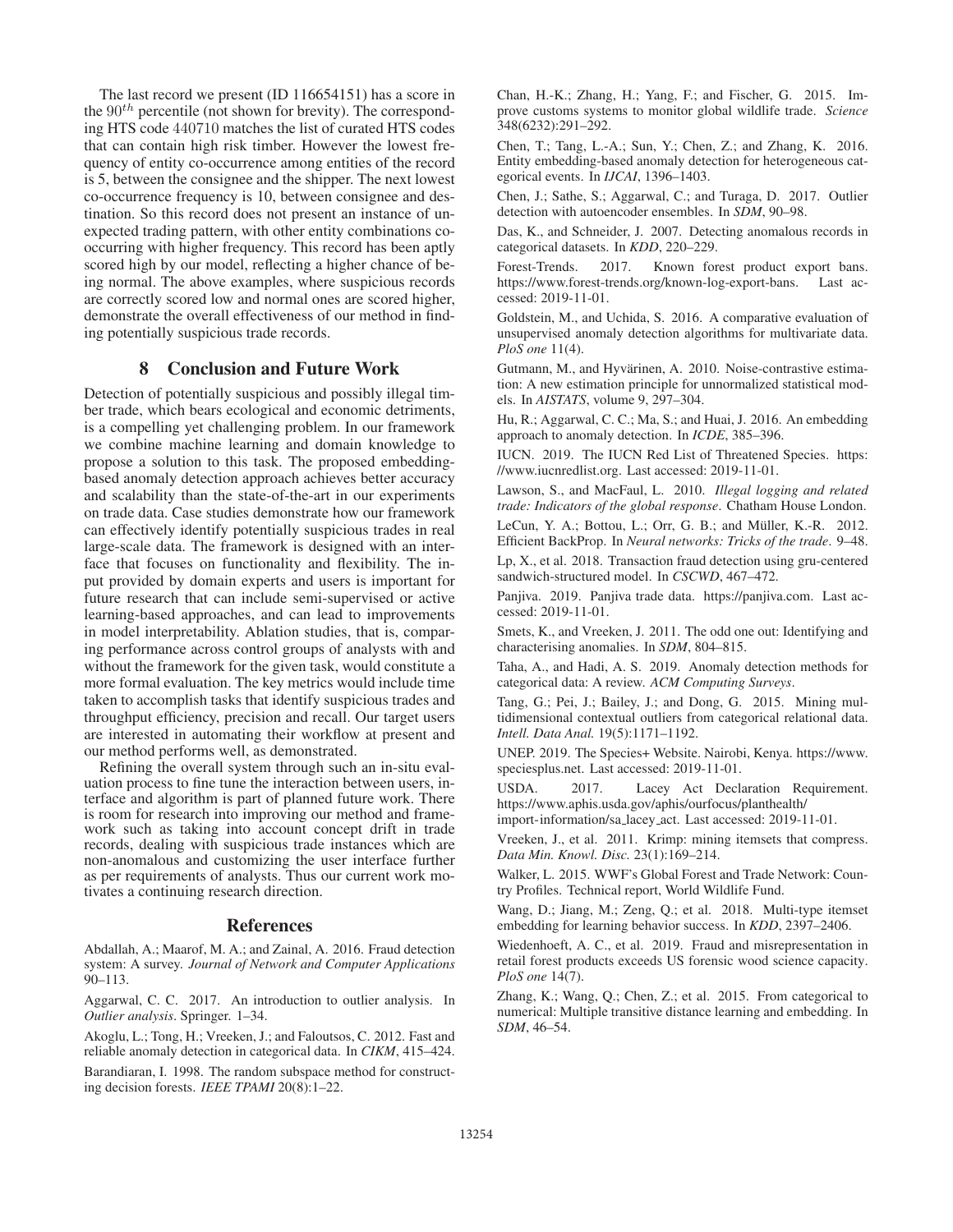The last record we present (ID 116654151) has a score in the $90^{th}$ percentile (not shown for brevity). The corresponding HTS code 440710 matches the list of curated HTS codes that can contain high risk timber. However the lowest frequency of entity co-occurrence among entities of the record is 5, between the consignee and the shipper. The next lowest co-occurrence frequency is 10, between consignee and destination. So this record does not present an instance of unexpected trading pattern, with other entity combinations co-occurring with higher frequency. This record has been aptly scored high by our model, reflecting a higher chance of being normal. The above examples, where suspicious records are correctly scored low and normal ones are scored higher, demonstrate the overall effectiveness of our method in finding potentially suspicious trade records.

## 8 Conclusion and Future Work

Detection of potentially suspicious and possibly illegal timber trade, which bears ecological and economic detriments, is a compelling yet challenging problem. In our framework we combine machine learning and domain knowledge to propose a solution to this task. The proposed embedding-based anomaly detection approach achieves better accuracy and scalability than the state-of-the-art in our experiments on trade data. Case studies demonstrate how our framework can effectively identify potentially suspicious trades in real large-scale data. The framework is designed with an interface that focuses on functionality and flexibility. The input provided by domain experts and users is important for future research that can include semi-supervised or active learning-based approaches, and can lead to improvements in model interpretability. Ablation studies, that is, comparing performance across control groups of analysts with and without the framework for the given task, would constitute a more formal evaluation. The key metrics would include time taken to accomplish tasks that identify suspicious trades and throughput efficiency, precision and recall. Our target users are interested in automating their workflow at present and our method performs well, as demonstrated.

Refining the overall system through such an in-situ evaluation process to fine tune the interaction between users, interface and algorithm is part of planned future work. There is room for research into improving our method and framework such as taking into account concept drift in trade records, dealing with suspicious trade instances which are non-anomalous and customizing the user interface further as per requirements of analysts. Thus our current work motivates a continuing research direction.

## References

Abdallah, A.; Maarof, M. A.; and Zainal, A. 2016. Fraud detection system: A survey. *Journal of Network and Computer Applications* 90–113.

Aggarwal, C. C. 2017. An introduction to outlier analysis. In *Outlier analysis*. Springer. 1–34.

Akoglu, L.; Tong, H.; Vreeken, J.; and Faloutsos, C. 2012. Fast and reliable anomaly detection in categorical data. In *CIKM*, 415–424.

Barandiaran, I. 1998. The random subspace method for constructing decision forests. *IEEE TPAMI* 20(8):1–22.

Chan, H.-K.; Zhang, H.; Yang, F.; and Fischer, G. 2015. Improve customs systems to monitor global wildlife trade. *Science* 348(6232):291–292.

Chen, T.; Tang, L.-A.; Sun, Y.; Chen, Z.; and Zhang, K. 2016. Entity embedding-based anomaly detection for heterogeneous categorical events. In *IJCAI*, 1396–1403.

Chen, J.; Sathe, S.; Aggarwal, C.; and Turaga, D. 2017. Outlier detection with autoencoder ensembles. In *SDM*, 90–98.

Das, K., and Schneider, J. 2007. Detecting anomalous records in categorical datasets. In *KDD*, 220–229.

Forest-Trends. 2017. Known forest product export bans. https://www.forest-trends.org/known-log-export-bans. Last accessed: 2019-11-01.

Goldstein, M., and Uchida, S. 2016. A comparative evaluation of unsupervised anomaly detection algorithms for multivariate data. *PloS one* 11(4).

Gutmann, M., and Hyvärinen, A. 2010. Noise-contrastive estimation: A new estimation principle for unnormalized statistical models. In *AISTATS*, volume 9, 297–304.

Hu, R.; Aggarwal, C. C.; Ma, S.; and Huai, J. 2016. An embedding approach to anomaly detection. In *ICDE*, 385–396.

IUCN. 2019. The IUCN Red List of Threatened Species. https://www.iucnredlist.org. Last accessed: 2019-11-01.

Lawson, S., and MacFaul, L. 2010. *Illegal logging and related trade: Indicators of the global response*. Chatham House London.

LeCun, Y. A.; Bottou, L.; Orr, G. B.; and Müller, K.-R. 2012. Efficient BackProp. In *Neural networks: Tricks of the trade*. 9–48.

Lp, X., et al. 2018. Transaction fraud detection using gru-centered sandwich-structured model. In *CSCWD*, 467–472.

Panjiva. 2019. Panjiva trade data. https://panjiva.com. Last accessed: 2019-11-01.

Smets, K., and Vreeken, J. 2011. The odd one out: Identifying and characterising anomalies. In *SDM*, 804–815.

Taha, A., and Hadi, A. S. 2019. Anomaly detection methods for categorical data: A review. *ACM Computing Surveys*.

Tang, G.; Pei, J.; Bailey, J.; and Dong, G. 2015. Mining multidimensional contextual outliers from categorical relational data. *Intell. Data Anal.* 19(5):1171–1192.

UNEP. 2019. The Species+ Website. Nairobi, Kenya. https://www.speciesplus.net. Last accessed: 2019-11-01.

USDA. 2017. Lacey Act Declaration Requirement. https://www.aphis.usda.gov/aphis/ourfocus/planthealth/import-information/sa_lacey_act. Last accessed: 2019-11-01.

Vreeken, J., et al. 2011. Krimp: mining itemsets that compress. *Data Min. Knowl. Disc.* 23(1):169–214.

Walker, L. 2015. WWF's Global Forest and Trade Network: Country Profiles. Technical report, World Wildlife Fund.

Wang, D.; Jiang, M.; Zeng, Q.; et al. 2018. Multi-type itemset embedding for learning behavior success. In *KDD*, 2397–2406.

Wiedenhoeft, A. C., et al. 2019. Fraud and misrepresentation in retail forest products exceeds US forensic wood science capacity. *PloS one* 14(7).

Zhang, K.; Wang, Q.; Chen, Z.; et al. 2015. From categorical to numerical: Multiple transitive distance learning and embedding. In *SDM*, 46–54.